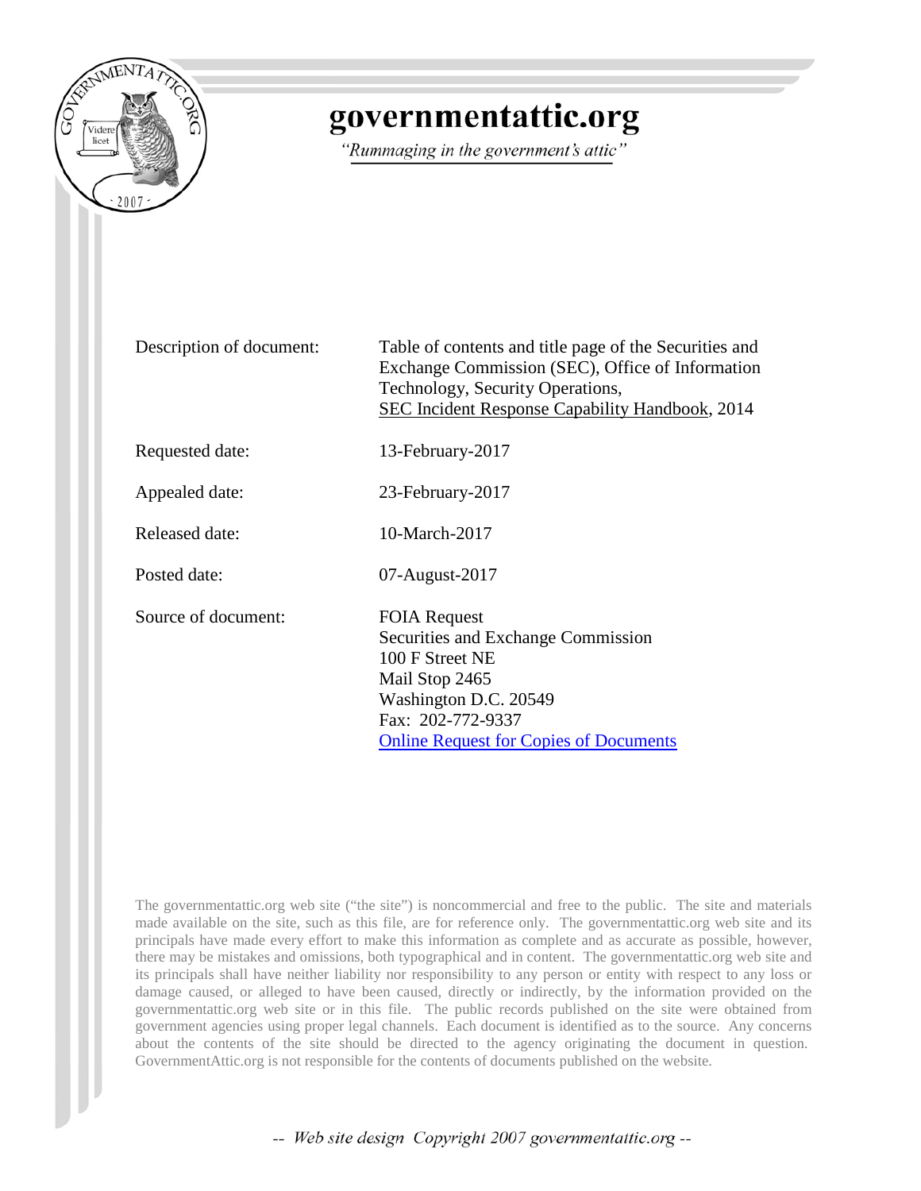# governmentattic.org

*"Rummaging in the government's attic"*

| | |
|---|---|
| Description of document: | Table of contents and title page of the Securities and Exchange Commission (SEC), Office of Information Technology, Security Operations, SEC Incident Response Capability Handbook, 2014 |
| Requested date: | 13-February-2017 |
| Appealed date: | 23-February-2017 |
| Released date: | 10-March-2017 |
| Posted date: | 07-August-2017 |
| Source of document: | FOIA Request<br>Securities and Exchange Commission<br>100 F Street NE<br>Mail Stop 2465<br>Washington D.C. 20549<br>Fax: 202-772-9337<br>Online Request for Copies of Documents |

The governmentattic.org web site ("the site") is noncommercial and free to the public. The site and materials made available on the site, such as this file, are for reference only. The governmentattic.org web site and its principals have made every effort to make this information as complete and as accurate as possible, however, there may be mistakes and omissions, both typographical and in content. The governmentattic.org web site and its principals shall have neither liability nor responsibility to any person or entity with respect to any loss or damage caused, or alleged to have been caused, directly or indirectly, by the information provided on the governmentattic.org web site or in this file. The public records published on the site were obtained from government agencies using proper legal channels. Each document is identified as to the source. Any concerns about the contents of the site should be directed to the agency originating the document in question. GovernmentAttic.org is not responsible for the contents of documents published on the website.

*-- Web site design Copyright 2007 governmentattic.org --*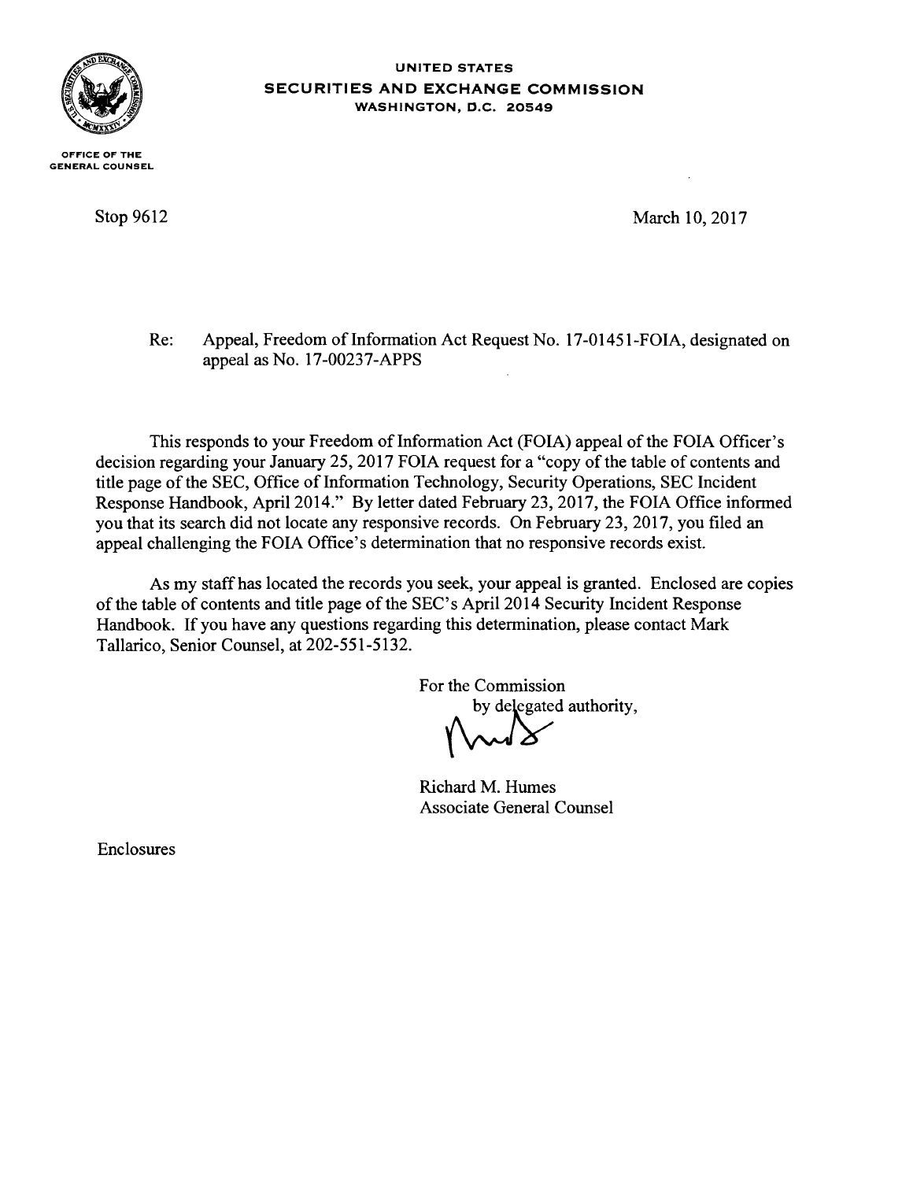UNITED STATES
**SECURITIES AND EXCHANGE COMMISSION**
WASHINGTON, D.C. 20549

OFFICE OF THE
GENERAL COUNSEL

Stop 9612

March 10, 2017

Re: Appeal, Freedom of Information Act Request No. 17-01451-FOIA, designated on appeal as No. 17-00237-APPS

This responds to your Freedom of Information Act (FOIA) appeal of the FOIA Officer's decision regarding your January 25, 2017 FOIA request for a "copy of the table of contents and title page of the SEC, Office of Information Technology, Security Operations, SEC Incident Response Handbook, April 2014." By letter dated February 23, 2017, the FOIA Office informed you that its search did not locate any responsive records. On February 23, 2017, you filed an appeal challenging the FOIA Office's determination that no responsive records exist.

As my staff has located the records you seek, your appeal is granted. Enclosed are copies of the table of contents and title page of the SEC's April 2014 Security Incident Response Handbook. If you have any questions regarding this determination, please contact Mark Tallarico, Senior Counsel, at 202-551-5132.

For the Commission
by delegated authority,

Richard M. Humes
Associate General Counsel

Enclosures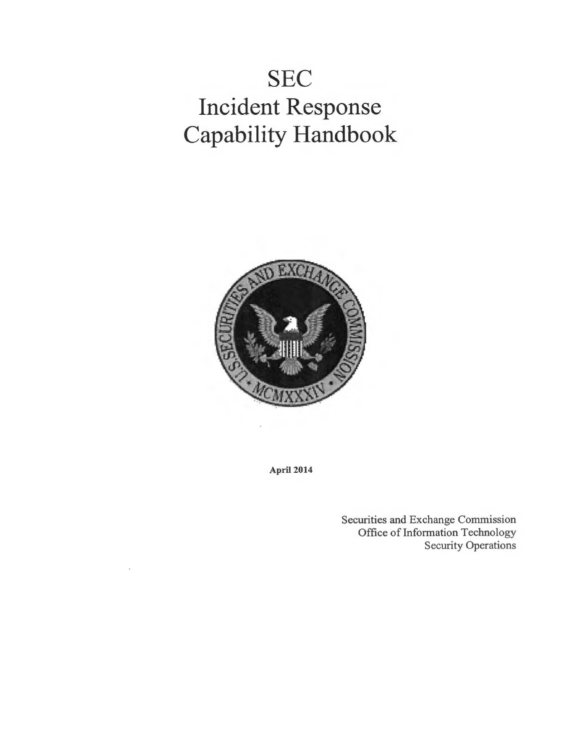# SEC
# Incident Response
# Capability Handbook

**April 2014**

Securities and Exchange Commission
Office of Information Technology
Security Operations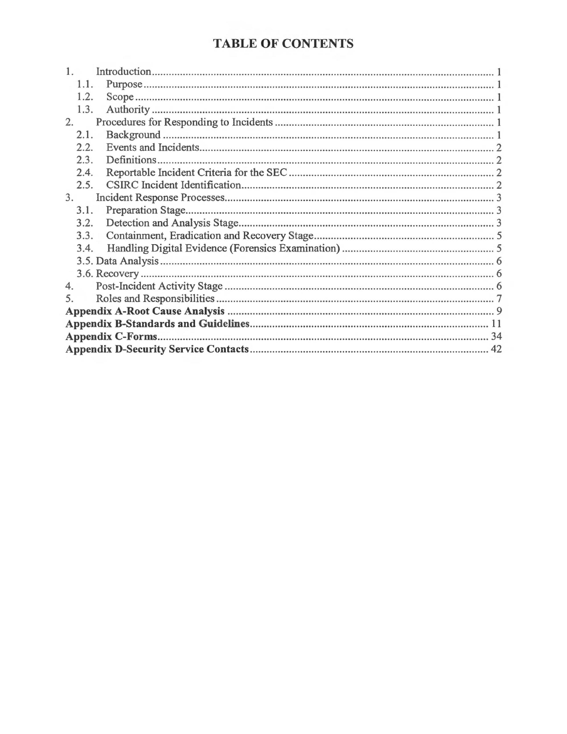# TABLE OF CONTENTS

| | |
|---|---|
| 1. Introduction | 1 |
| 1.1. Purpose | 1 |
| 1.2. Scope | 1 |
| 1.3. Authority | 1 |
| 2. Procedures for Responding to Incidents | 1 |
| 2.1. Background | 1 |
| 2.2. Events and Incidents | 2 |
| 2.3. Definitions | 2 |
| 2.4. Reportable Incident Criteria for the SEC | 2 |
| 2.5. CSIRC Incident Identification | 2 |
| 3. Incident Response Processes | 3 |
| 3.1. Preparation Stage | 3 |
| 3.2. Detection and Analysis Stage | 3 |
| 3.3. Containment, Eradication and Recovery Stage | 5 |
| 3.4. Handling Digital Evidence (Forensics Examination) | 5 |
| 3.5. Data Analysis | 6 |
| 3.6. Recovery | 6 |
| 4. Post-Incident Activity Stage | 6 |
| 5. Roles and Responsibilities | 7 |
| **Appendix A-Root Cause Analysis** | 9 |
| **Appendix B-Standards and Guidelines** | 11 |
| **Appendix C-Forms** | 34 |
| **Appendix D-Security Service Contacts** | 42 |